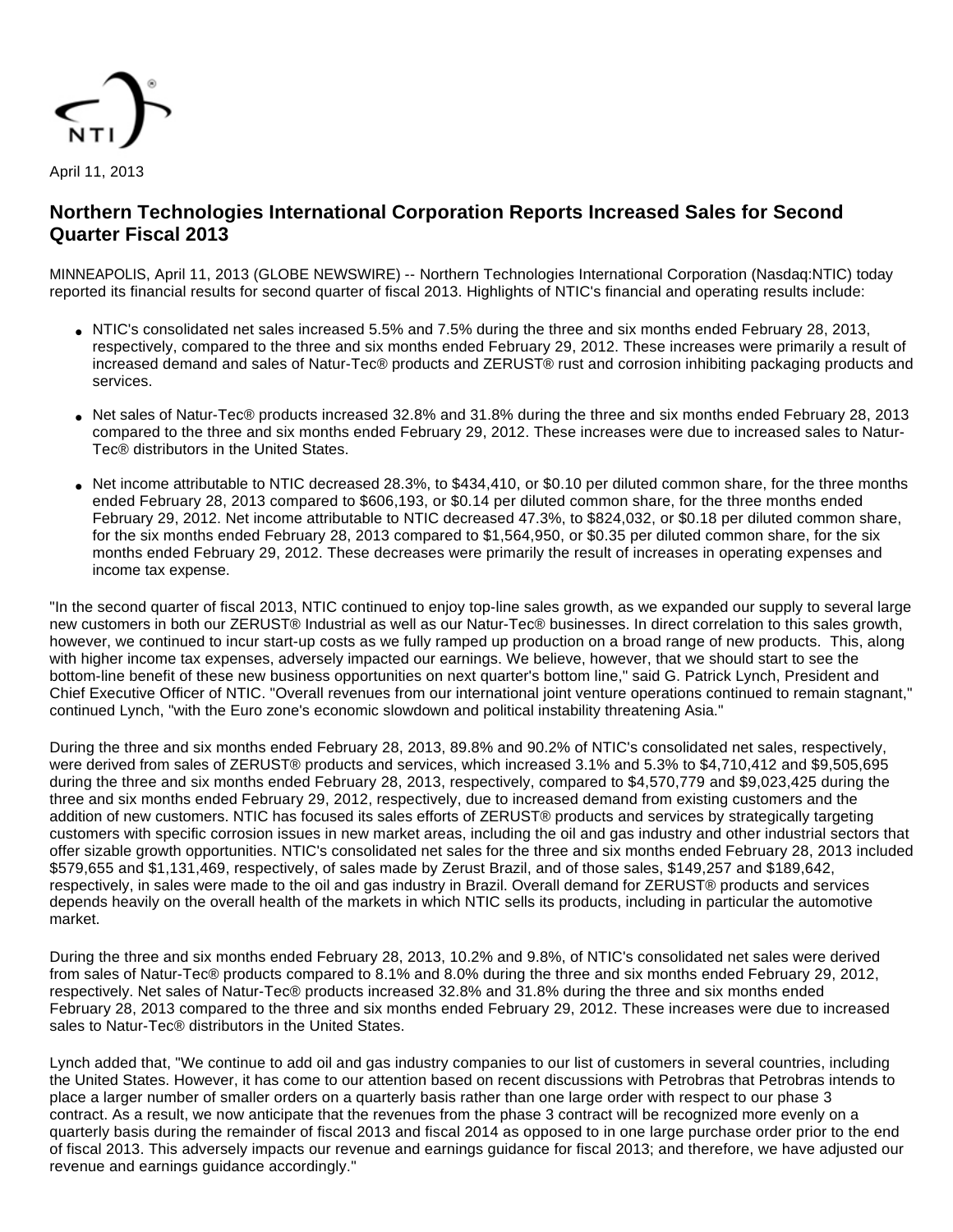April 11, 2013

# Northern Technologies International Corporation Reports Increased Sales for Second Quarter Fiscal 2013

MINNEAPOLIS, April 11, 2013 (GLOBE NEWSWIRE) -- Northern Technologies International Corporation (Nasdaq:NTIC) today reported its financial results for second quarter of fiscal 2013. Highlights of NTIC's financial and operating results include:

- NTIC's consolidated net sales increased 5.5% and 7.5% during the three and six months ended February 28, 2013, respectively, compared to the three and six months ended February 29, 2012. These increases were primarily a result of increased demand and sales of Natur-Tec® products and ZERUST® rust and corrosion inhibiting packaging products and services.
- Net sales of Natur-Tec® products increased 32.8% and 31.8% during the three and six months ended February 28, 2013 compared to the three and six months ended February 29, 2012. These increases were due to increased sales to Natur-Tec® distributors in the United States.
- Net income attributable to NTIC decreased 28.3%, to $434,410, or $0.10 per diluted common share, for the three months ended February 28, 2013 compared to $606,193, or $0.14 per diluted common share, for the three months ended February 29, 2012. Net income attributable to NTIC decreased 47.3%, to $824,032, or $0.18 per diluted common share, for the six months ended February 28, 2013 compared to $1,564,950, or $0.35 per diluted common share, for the six months ended February 29, 2012. These decreases were primarily the result of increases in operating expenses and income tax expense.

"In the second quarter of fiscal 2013, NTIC continued to enjoy top-line sales growth, as we expanded our supply to several large new customers in both our ZERUST® Industrial as well as our Natur-Tec® businesses. In direct correlation to this sales growth, however, we continued to incur start-up costs as we fully ramped up production on a broad range of new products. This, along with higher income tax expenses, adversely impacted our earnings. We believe, however, that we should start to see the bottom-line benefit of these new business opportunities on next quarter's bottom line," said G. Patrick Lynch, President and Chief Executive Officer of NTIC. "Overall revenues from our international joint venture operations continued to remain stagnant," continued Lynch, "with the Euro zone's economic slowdown and political instability threatening Asia."

During the three and six months ended February 28, 2013, 89.8% and 90.2% of NTIC's consolidated net sales, respectively, were derived from sales of ZERUST® products and services, which increased 3.1% and 5.3% to $4,710,412 and $9,505,695 during the three and six months ended February 28, 2013, respectively, compared to $4,570,779 and $9,023,425 during the three and six months ended February 29, 2012, respectively, due to increased demand from existing customers and the addition of new customers. NTIC has focused its sales efforts of ZERUST® products and services by strategically targeting customers with specific corrosion issues in new market areas, including the oil and gas industry and other industrial sectors that offer sizable growth opportunities. NTIC's consolidated net sales for the three and six months ended February 28, 2013 included $579,655 and $1,131,469, respectively, of sales made by Zerust Brazil, and of those sales, $149,257 and $189,642, respectively, in sales were made to the oil and gas industry in Brazil. Overall demand for ZERUST® products and services depends heavily on the overall health of the markets in which NTIC sells its products, including in particular the automotive market.

During the three and six months ended February 28, 2013, 10.2% and 9.8%, of NTIC's consolidated net sales were derived from sales of Natur-Tec® products compared to 8.1% and 8.0% during the three and six months ended February 29, 2012, respectively. Net sales of Natur-Tec® products increased 32.8% and 31.8% during the three and six months ended February 28, 2013 compared to the three and six months ended February 29, 2012. These increases were due to increased sales to Natur-Tec® distributors in the United States.

Lynch added that, "We continue to add oil and gas industry companies to our list of customers in several countries, including the United States. However, it has come to our attention based on recent discussions with Petrobras that Petrobras intends to place a larger number of smaller orders on a quarterly basis rather than one large order with respect to our phase 3 contract. As a result, we now anticipate that the revenues from the phase 3 contract will be recognized more evenly on a quarterly basis during the remainder of fiscal 2013 and fiscal 2014 as opposed to in one large purchase order prior to the end of fiscal 2013. This adversely impacts our revenue and earnings guidance for fiscal 2013; and therefore, we have adjusted our revenue and earnings guidance accordingly."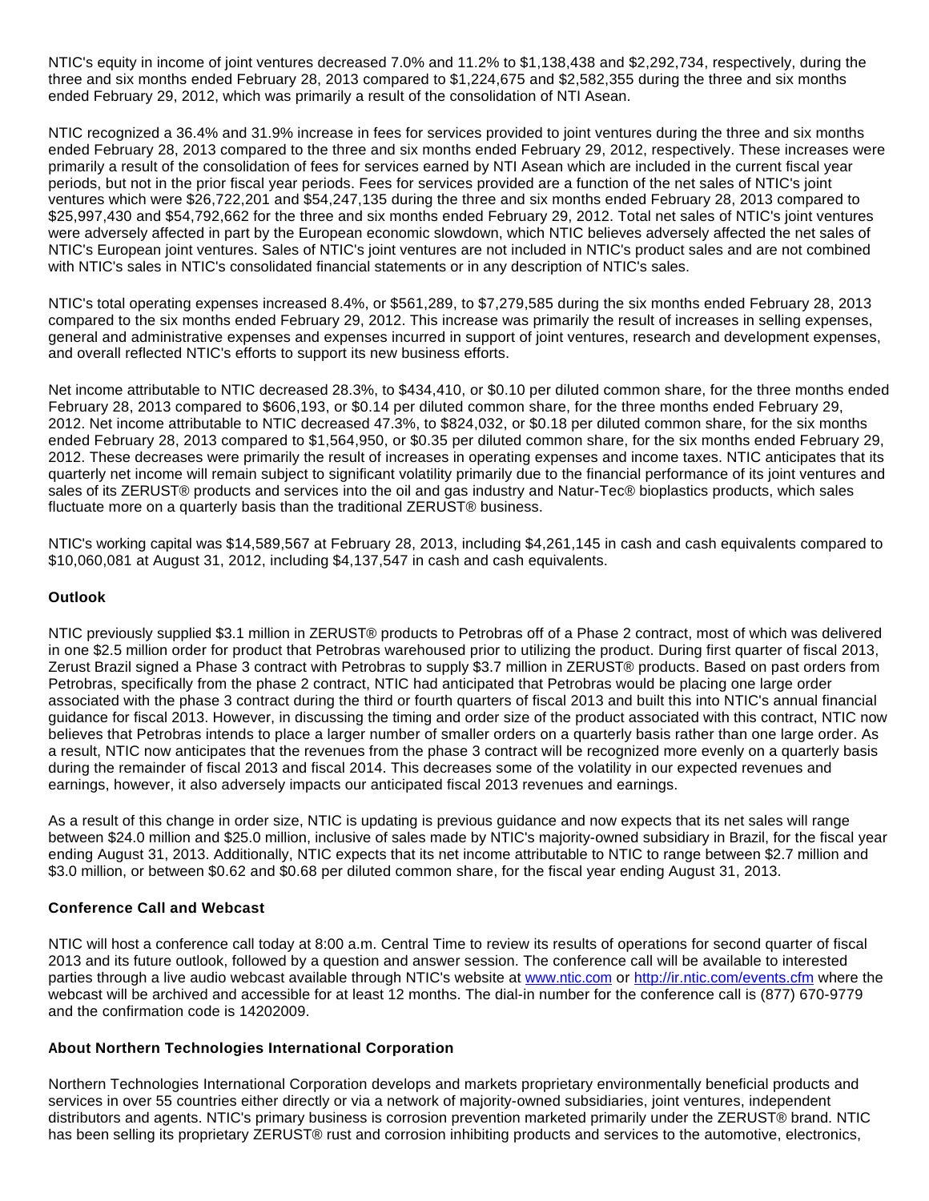NTIC's equity in income of joint ventures decreased 7.0% and 11.2% to $1,138,438 and $2,292,734, respectively, during the three and six months ended February 28, 2013 compared to $1,224,675 and $2,582,355 during the three and six months ended February 29, 2012, which was primarily a result of the consolidation of NTI Asean.

NTIC recognized a 36.4% and 31.9% increase in fees for services provided to joint ventures during the three and six months ended February 28, 2013 compared to the three and six months ended February 29, 2012, respectively. These increases were primarily a result of the consolidation of fees for services earned by NTI Asean which are included in the current fiscal year periods, but not in the prior fiscal year periods. Fees for services provided are a function of the net sales of NTIC's joint ventures which were $26,722,201 and $54,247,135 during the three and six months ended February 28, 2013 compared to $25,997,430 and $54,792,662 for the three and six months ended February 29, 2012. Total net sales of NTIC's joint ventures were adversely affected in part by the European economic slowdown, which NTIC believes adversely affected the net sales of NTIC's European joint ventures. Sales of NTIC's joint ventures are not included in NTIC's product sales and are not combined with NTIC's sales in NTIC's consolidated financial statements or in any description of NTIC's sales.

NTIC's total operating expenses increased 8.4%, or $561,289, to $7,279,585 during the six months ended February 28, 2013 compared to the six months ended February 29, 2012. This increase was primarily the result of increases in selling expenses, general and administrative expenses and expenses incurred in support of joint ventures, research and development expenses, and overall reflected NTIC's efforts to support its new business efforts.

Net income attributable to NTIC decreased 28.3%, to $434,410, or $0.10 per diluted common share, for the three months ended February 28, 2013 compared to $606,193, or $0.14 per diluted common share, for the three months ended February 29, 2012. Net income attributable to NTIC decreased 47.3%, to $824,032, or $0.18 per diluted common share, for the six months ended February 28, 2013 compared to $1,564,950, or $0.35 per diluted common share, for the six months ended February 29, 2012. These decreases were primarily the result of increases in operating expenses and income taxes. NTIC anticipates that its quarterly net income will remain subject to significant volatility primarily due to the financial performance of its joint ventures and sales of its ZERUST® products and services into the oil and gas industry and Natur-Tec® bioplastics products, which sales fluctuate more on a quarterly basis than the traditional ZERUST® business.

NTIC's working capital was $14,589,567 at February 28, 2013, including $4,261,145 in cash and cash equivalents compared to $10,060,081 at August 31, 2012, including $4,137,547 in cash and cash equivalents.

**Outlook**

NTIC previously supplied $3.1 million in ZERUST® products to Petrobras off of a Phase 2 contract, most of which was delivered in one $2.5 million order for product that Petrobras warehoused prior to utilizing the product. During first quarter of fiscal 2013, Zerust Brazil signed a Phase 3 contract with Petrobras to supply $3.7 million in ZERUST® products. Based on past orders from Petrobras, specifically from the phase 2 contract, NTIC had anticipated that Petrobras would be placing one large order associated with the phase 3 contract during the third or fourth quarters of fiscal 2013 and built this into NTIC's annual financial guidance for fiscal 2013. However, in discussing the timing and order size of the product associated with this contract, NTIC now believes that Petrobras intends to place a larger number of smaller orders on a quarterly basis rather than one large order. As a result, NTIC now anticipates that the revenues from the phase 3 contract will be recognized more evenly on a quarterly basis during the remainder of fiscal 2013 and fiscal 2014. This decreases some of the volatility in our expected revenues and earnings, however, it also adversely impacts our anticipated fiscal 2013 revenues and earnings.

As a result of this change in order size, NTIC is updating is previous guidance and now expects that its net sales will range between $24.0 million and $25.0 million, inclusive of sales made by NTIC's majority-owned subsidiary in Brazil, for the fiscal year ending August 31, 2013. Additionally, NTIC expects that its net income attributable to NTIC to range between $2.7 million and $3.0 million, or between $0.62 and $0.68 per diluted common share, for the fiscal year ending August 31, 2013.

**Conference Call and Webcast**

NTIC will host a conference call today at 8:00 a.m. Central Time to review its results of operations for second quarter of fiscal 2013 and its future outlook, followed by a question and answer session. The conference call will be available to interested parties through a live audio webcast available through NTIC's website at www.ntic.com or http://ir.ntic.com/events.cfm where the webcast will be archived and accessible for at least 12 months. The dial-in number for the conference call is (877) 670-9779 and the confirmation code is 14202009.

**About Northern Technologies International Corporation**

Northern Technologies International Corporation develops and markets proprietary environmentally beneficial products and services in over 55 countries either directly or via a network of majority-owned subsidiaries, joint ventures, independent distributors and agents. NTIC's primary business is corrosion prevention marketed primarily under the ZERUST® brand. NTIC has been selling its proprietary ZERUST® rust and corrosion inhibiting products and services to the automotive, electronics,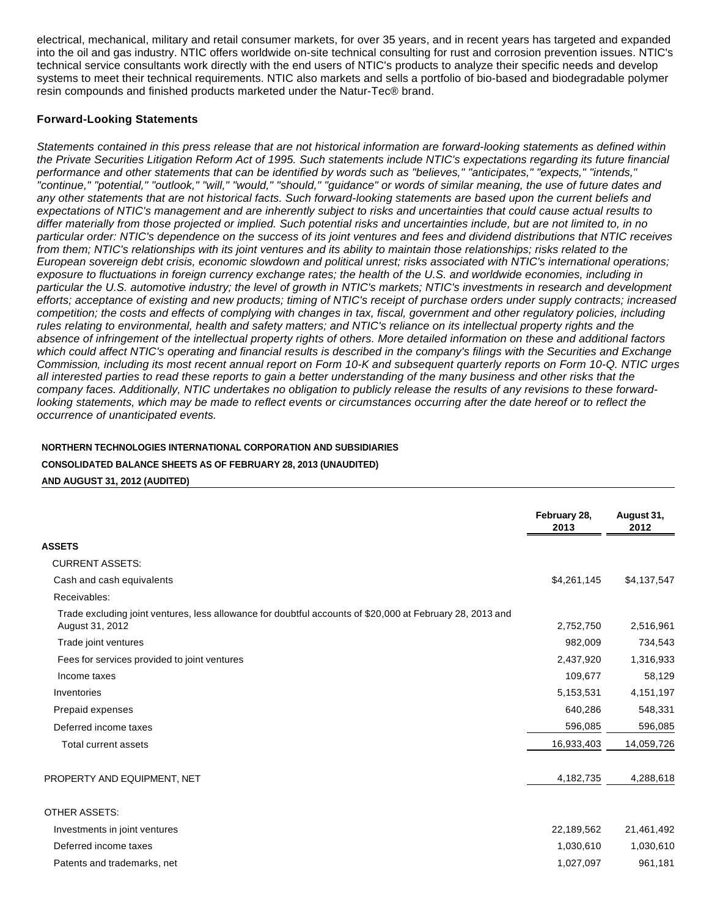electrical, mechanical, military and retail consumer markets, for over 35 years, and in recent years has targeted and expanded into the oil and gas industry. NTIC offers worldwide on-site technical consulting for rust and corrosion prevention issues. NTIC's technical service consultants work directly with the end users of NTIC's products to analyze their specific needs and develop systems to meet their technical requirements. NTIC also markets and sells a portfolio of bio-based and biodegradable polymer resin compounds and finished products marketed under the Natur-Tec® brand.

### Forward-Looking Statements

*Statements contained in this press release that are not historical information are forward-looking statements as defined within the Private Securities Litigation Reform Act of 1995. Such statements include NTIC's expectations regarding its future financial performance and other statements that can be identified by words such as "believes," "anticipates," "expects," "intends," "continue," "potential," "outlook," "will," "would," "should," "guidance" or words of similar meaning, the use of future dates and any other statements that are not historical facts. Such forward-looking statements are based upon the current beliefs and expectations of NTIC's management and are inherently subject to risks and uncertainties that could cause actual results to differ materially from those projected or implied. Such potential risks and uncertainties include, but are not limited to, in no particular order: NTIC's dependence on the success of its joint ventures and fees and dividend distributions that NTIC receives from them; NTIC's relationships with its joint ventures and its ability to maintain those relationships; risks related to the European sovereign debt crisis, economic slowdown and political unrest; risks associated with NTIC's international operations; exposure to fluctuations in foreign currency exchange rates; the health of the U.S. and worldwide economies, including in particular the U.S. automotive industry; the level of growth in NTIC's markets; NTIC's investments in research and development efforts; acceptance of existing and new products; timing of NTIC's receipt of purchase orders under supply contracts; increased competition; the costs and effects of complying with changes in tax, fiscal, government and other regulatory policies, including rules relating to environmental, health and safety matters; and NTIC's reliance on its intellectual property rights and the absence of infringement of the intellectual property rights of others. More detailed information on these and additional factors which could affect NTIC's operating and financial results is described in the company's filings with the Securities and Exchange Commission, including its most recent annual report on Form 10-K and subsequent quarterly reports on Form 10-Q. NTIC urges all interested parties to read these reports to gain a better understanding of the many business and other risks that the company faces. Additionally, NTIC undertakes no obligation to publicly release the results of any revisions to these forward-looking statements, which may be made to reflect events or circumstances occurring after the date hereof or to reflect the occurrence of unanticipated events.*

**NORTHERN TECHNOLOGIES INTERNATIONAL CORPORATION AND SUBSIDIARIES**

**CONSOLIDATED BALANCE SHEETS AS OF FEBRUARY 28, 2013 (UNAUDITED)**

**AND AUGUST 31, 2012 (AUDITED)**

| | February 28, 2013 | August 31, 2012 |
|---|---|---|
| **ASSETS** | | |
| CURRENT ASSETS: | | |
| Cash and cash equivalents | $4,261,145 | $4,137,547 |
| Receivables: | | |
| Trade excluding joint ventures, less allowance for doubtful accounts of $20,000 at February 28, 2013 and August 31, 2012 | 2,752,750 | 2,516,961 |
| Trade joint ventures | 982,009 | 734,543 |
| Fees for services provided to joint ventures | 2,437,920 | 1,316,933 |
| Income taxes | 109,677 | 58,129 |
| Inventories | 5,153,531 | 4,151,197 |
| Prepaid expenses | 640,286 | 548,331 |
| Deferred income taxes | 596,085 | 596,085 |
| Total current assets | 16,933,403 | 14,059,726 |
| PROPERTY AND EQUIPMENT, NET | 4,182,735 | 4,288,618 |
| OTHER ASSETS: | | |
| Investments in joint ventures | 22,189,562 | 21,461,492 |
| Deferred income taxes | 1,030,610 | 1,030,610 |
| Patents and trademarks, net | 1,027,097 | 961,181 |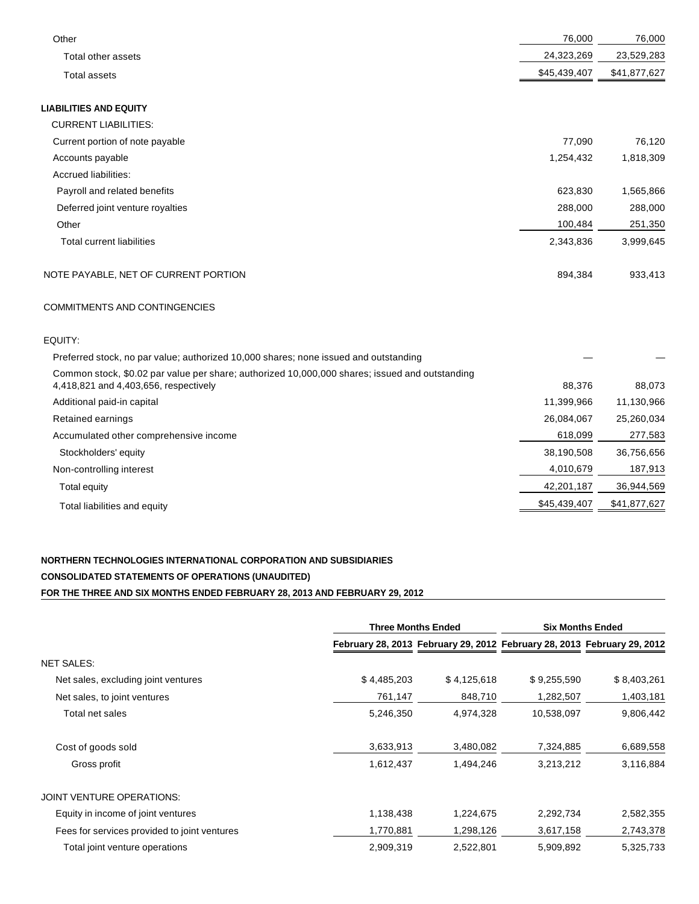| | | |
|---|---|---|
| Other | 76,000 | 76,000 |
| Total other assets | 24,323,269 | 23,529,283 |
| Total assets | $45,439,407 | $41,877,627 |
| | | |
| **LIABILITIES AND EQUITY** | | |
| CURRENT LIABILITIES: | | |
| Current portion of note payable | 77,090 | 76,120 |
| Accounts payable | 1,254,432 | 1,818,309 |
| Accrued liabilities: | | |
| Payroll and related benefits | 623,830 | 1,565,866 |
| Deferred joint venture royalties | 288,000 | 288,000 |
| Other | 100,484 | 251,350 |
| Total current liabilities | 2,343,836 | 3,999,645 |
| | | |
| NOTE PAYABLE, NET OF CURRENT PORTION | 894,384 | 933,413 |
| | | |
| COMMITMENTS AND CONTINGENCIES | | |
| | | |
| EQUITY: | | |
| Preferred stock, no par value; authorized 10,000 shares; none issued and outstanding | — | — |
| Common stock, $0.02 par value per share; authorized 10,000,000 shares; issued and outstanding 4,418,821 and 4,403,656, respectively | 88,376 | 88,073 |
| Additional paid-in capital | 11,399,966 | 11,130,966 |
| Retained earnings | 26,084,067 | 25,260,034 |
| Accumulated other comprehensive income | 618,099 | 277,583 |
| Stockholders' equity | 38,190,508 | 36,756,656 |
| Non-controlling interest | 4,010,679 | 187,913 |
| Total equity | 42,201,187 | 36,944,569 |
| Total liabilities and equity | $45,439,407 | $41,877,627 |

**NORTHERN TECHNOLOGIES INTERNATIONAL CORPORATION AND SUBSIDIARIES**

**CONSOLIDATED STATEMENTS OF OPERATIONS (UNAUDITED)**

**FOR THE THREE AND SIX MONTHS ENDED FEBRUARY 28, 2013 AND FEBRUARY 29, 2012**

| | Three Months Ended | | Six Months Ended | |
|---|---|---|---|---|
| | February 28, 2013 | February 29, 2012 | February 28, 2013 | February 29, 2012 |
| NET SALES: | | | | |
| Net sales, excluding joint ventures | $ 4,485,203 | $ 4,125,618 | $ 9,255,590 | $ 8,403,261 |
| Net sales, to joint ventures | 761,147 | 848,710 | 1,282,507 | 1,403,181 |
| Total net sales | 5,246,350 | 4,974,328 | 10,538,097 | 9,806,442 |
| | | | | |
| Cost of goods sold | 3,633,913 | 3,480,082 | 7,324,885 | 6,689,558 |
| Gross profit | 1,612,437 | 1,494,246 | 3,213,212 | 3,116,884 |
| | | | | |
| JOINT VENTURE OPERATIONS: | | | | |
| Equity in income of joint ventures | 1,138,438 | 1,224,675 | 2,292,734 | 2,582,355 |
| Fees for services provided to joint ventures | 1,770,881 | 1,298,126 | 3,617,158 | 2,743,378 |
| Total joint venture operations | 2,909,319 | 2,522,801 | 5,909,892 | 5,325,733 |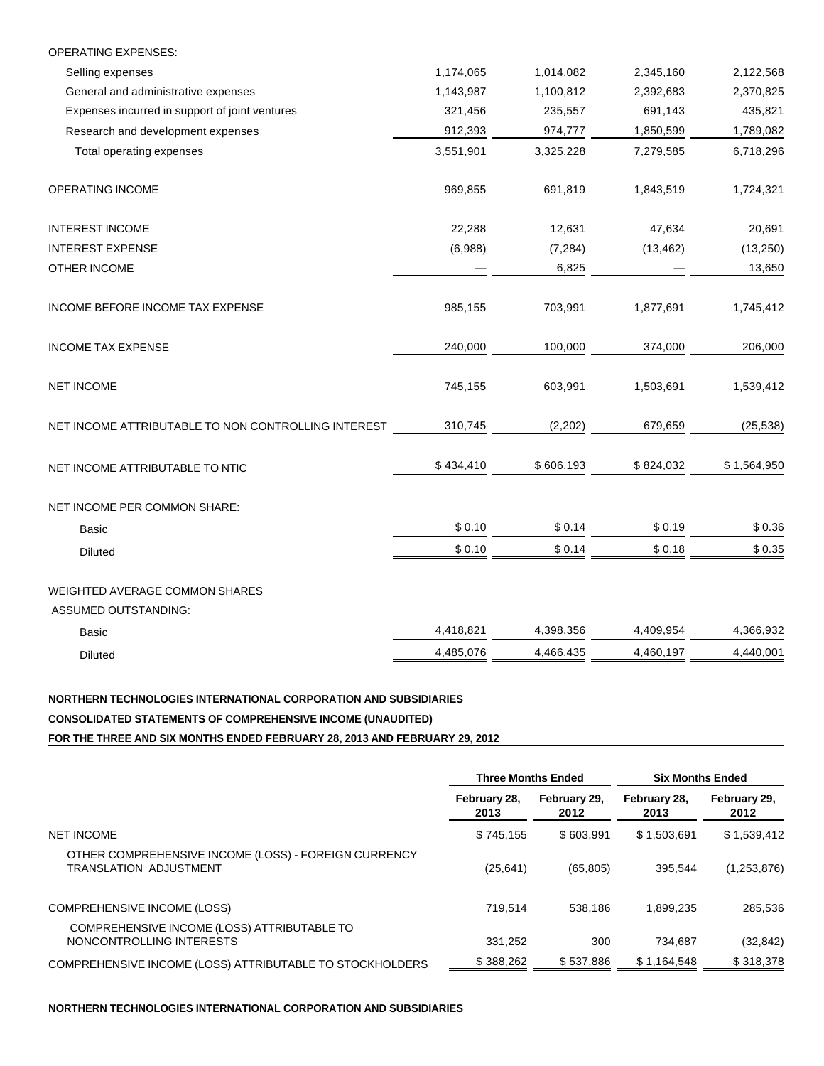| | | | | |
|---|---|---|---|---|
| OPERATING EXPENSES: | | | | |
| Selling expenses | 1,174,065 | 1,014,082 | 2,345,160 | 2,122,568 |
| General and administrative expenses | 1,143,987 | 1,100,812 | 2,392,683 | 2,370,825 |
| Expenses incurred in support of joint ventures | 321,456 | 235,557 | 691,143 | 435,821 |
| Research and development expenses | 912,393 | 974,777 | 1,850,599 | 1,789,082 |
| Total operating expenses | 3,551,901 | 3,325,228 | 7,279,585 | 6,718,296 |
| OPERATING INCOME | 969,855 | 691,819 | 1,843,519 | 1,724,321 |
| INTEREST INCOME | 22,288 | 12,631 | 47,634 | 20,691 |
| INTEREST EXPENSE | (6,988) | (7,284) | (13,462) | (13,250) |
| OTHER INCOME | — | 6,825 | — | 13,650 |
| INCOME BEFORE INCOME TAX EXPENSE | 985,155 | 703,991 | 1,877,691 | 1,745,412 |
| INCOME TAX EXPENSE | 240,000 | 100,000 | 374,000 | 206,000 |
| NET INCOME | 745,155 | 603,991 | 1,503,691 | 1,539,412 |
| NET INCOME ATTRIBUTABLE TO NON CONTROLLING INTEREST | 310,745 | (2,202) | 679,659 | (25,538) |
| NET INCOME ATTRIBUTABLE TO NTIC | $ 434,410 | $ 606,193 | $ 824,032 | $ 1,564,950 |
| NET INCOME PER COMMON SHARE: | | | | |
| Basic | $ 0.10 | $ 0.14 | $ 0.19 | $ 0.36 |
| Diluted | $ 0.10 | $ 0.14 | $ 0.18 | $ 0.35 |
| WEIGHTED AVERAGE COMMON SHARES ASSUMED OUTSTANDING: | | | | |
| Basic | 4,418,821 | 4,398,356 | 4,409,954 | 4,366,932 |
| Diluted | 4,485,076 | 4,466,435 | 4,460,197 | 4,440,001 |

**NORTHERN TECHNOLOGIES INTERNATIONAL CORPORATION AND SUBSIDIARIES**

**CONSOLIDATED STATEMENTS OF COMPREHENSIVE INCOME (UNAUDITED)**

**FOR THE THREE AND SIX MONTHS ENDED FEBRUARY 28, 2013 AND FEBRUARY 29, 2012**

| | Three Months Ended | | Six Months Ended | |
|---|---|---|---|---|
| | February 28, 2013 | February 29, 2012 | February 28, 2013 | February 29, 2012 |
| NET INCOME | $ 745,155 | $ 603,991 | $ 1,503,691 | $ 1,539,412 |
| OTHER COMPREHENSIVE INCOME (LOSS) - FOREIGN CURRENCY TRANSLATION ADJUSTMENT | (25,641) | (65,805) | 395,544 | (1,253,876) |
| COMPREHENSIVE INCOME (LOSS) | 719,514 | 538,186 | 1,899,235 | 285,536 |
| COMPREHENSIVE INCOME (LOSS) ATTRIBUTABLE TO NONCONTROLLING INTERESTS | 331,252 | 300 | 734,687 | (32,842) |
| COMPREHENSIVE INCOME (LOSS) ATTRIBUTABLE TO STOCKHOLDERS | $ 388,262 | $ 537,886 | $ 1,164,548 | $ 318,378 |

**NORTHERN TECHNOLOGIES INTERNATIONAL CORPORATION AND SUBSIDIARIES**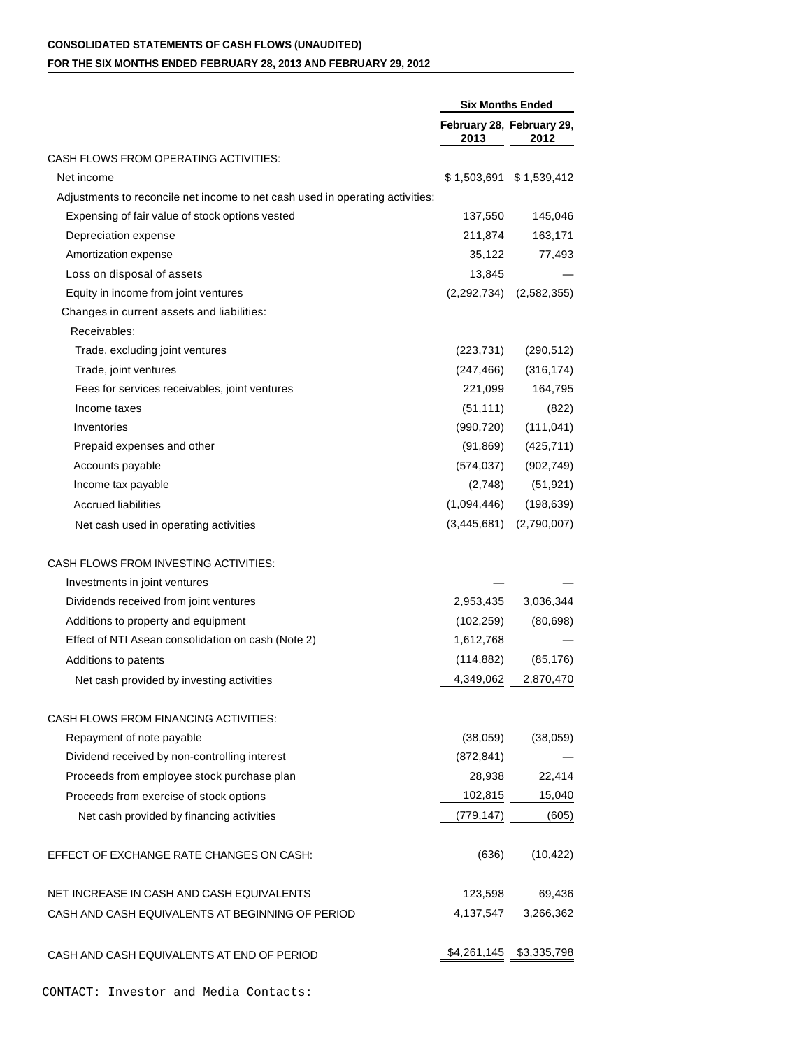**CONSOLIDATED STATEMENTS OF CASH FLOWS (UNAUDITED)**

**FOR THE SIX MONTHS ENDED FEBRUARY 28, 2013 AND FEBRUARY 29, 2012**

| | Six Months Ended | |
|---|---|---|
| | February 28, 2013 | February 29, 2012 |
| CASH FLOWS FROM OPERATING ACTIVITIES: | | |
| Net income | $ 1,503,691 | $ 1,539,412 |
| Adjustments to reconcile net income to net cash used in operating activities: | | |
| Expensing of fair value of stock options vested | 137,550 | 145,046 |
| Depreciation expense | 211,874 | 163,171 |
| Amortization expense | 35,122 | 77,493 |
| Loss on disposal of assets | 13,845 | — |
| Equity in income from joint ventures | (2,292,734) | (2,582,355) |
| Changes in current assets and liabilities: | | |
| Receivables: | | |
| Trade, excluding joint ventures | (223,731) | (290,512) |
| Trade, joint ventures | (247,466) | (316,174) |
| Fees for services receivables, joint ventures | 221,099 | 164,795 |
| Income taxes | (51,111) | (822) |
| Inventories | (990,720) | (111,041) |
| Prepaid expenses and other | (91,869) | (425,711) |
| Accounts payable | (574,037) | (902,749) |
| Income tax payable | (2,748) | (51,921) |
| Accrued liabilities | (1,094,446) | (198,639) |
| Net cash used in operating activities | (3,445,681) | (2,790,007) |
| CASH FLOWS FROM INVESTING ACTIVITIES: | | |
| Investments in joint ventures | — | — |
| Dividends received from joint ventures | 2,953,435 | 3,036,344 |
| Additions to property and equipment | (102,259) | (80,698) |
| Effect of NTI Asean consolidation on cash (Note 2) | 1,612,768 | — |
| Additions to patents | (114,882) | (85,176) |
| Net cash provided by investing activities | 4,349,062 | 2,870,470 |
| CASH FLOWS FROM FINANCING ACTIVITIES: | | |
| Repayment of note payable | (38,059) | (38,059) |
| Dividend received by non-controlling interest | (872,841) | — |
| Proceeds from employee stock purchase plan | 28,938 | 22,414 |
| Proceeds from exercise of stock options | 102,815 | 15,040 |
| Net cash provided by financing activities | (779,147) | (605) |
| EFFECT OF EXCHANGE RATE CHANGES ON CASH: | (636) | (10,422) |
| NET INCREASE IN CASH AND CASH EQUIVALENTS | 123,598 | 69,436 |
| CASH AND CASH EQUIVALENTS AT BEGINNING OF PERIOD | 4,137,547 | 3,266,362 |
| CASH AND CASH EQUIVALENTS AT END OF PERIOD | $4,261,145 | $3,335,798 |

CONTACT: Investor and Media Contacts: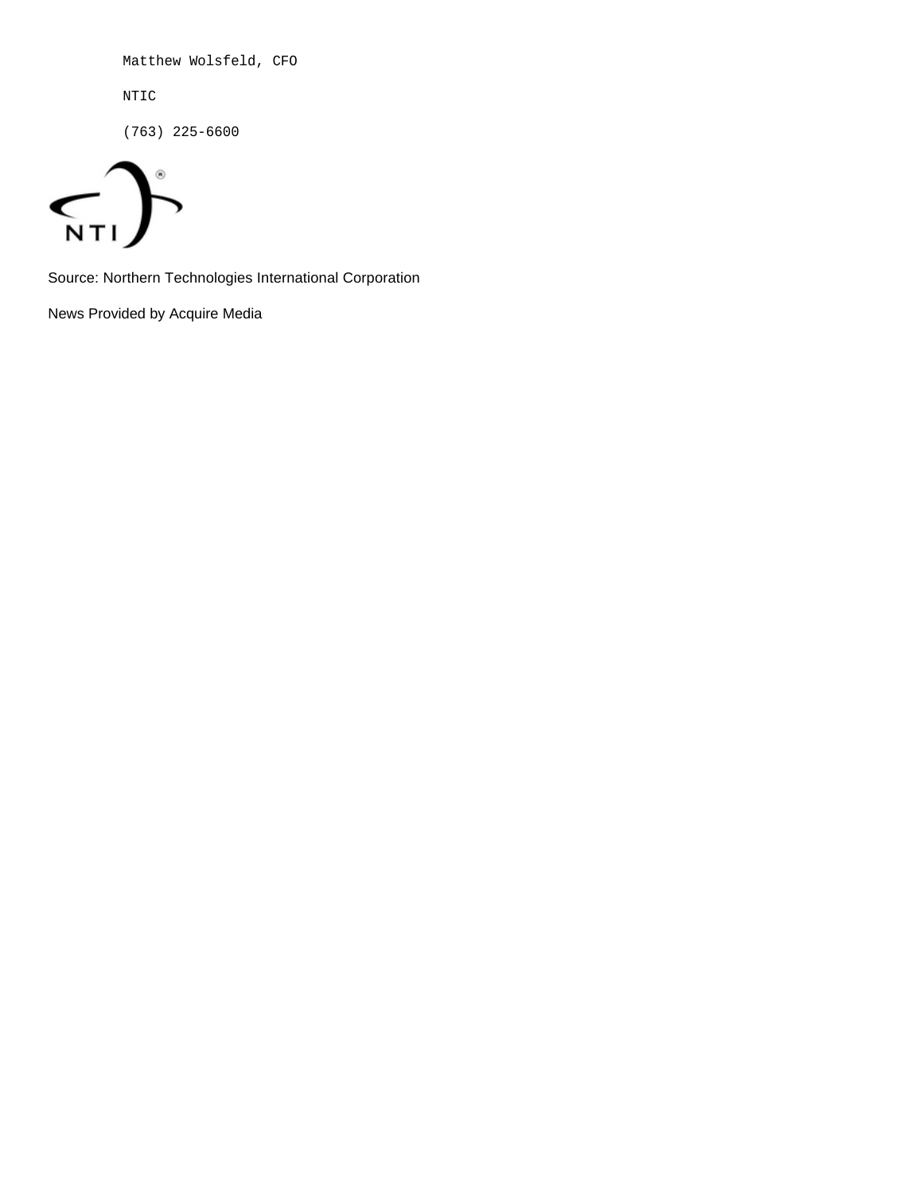Matthew Wolsfeld, CFO

NTIC

(763) 225-6600

Source: Northern Technologies International Corporation

News Provided by Acquire Media